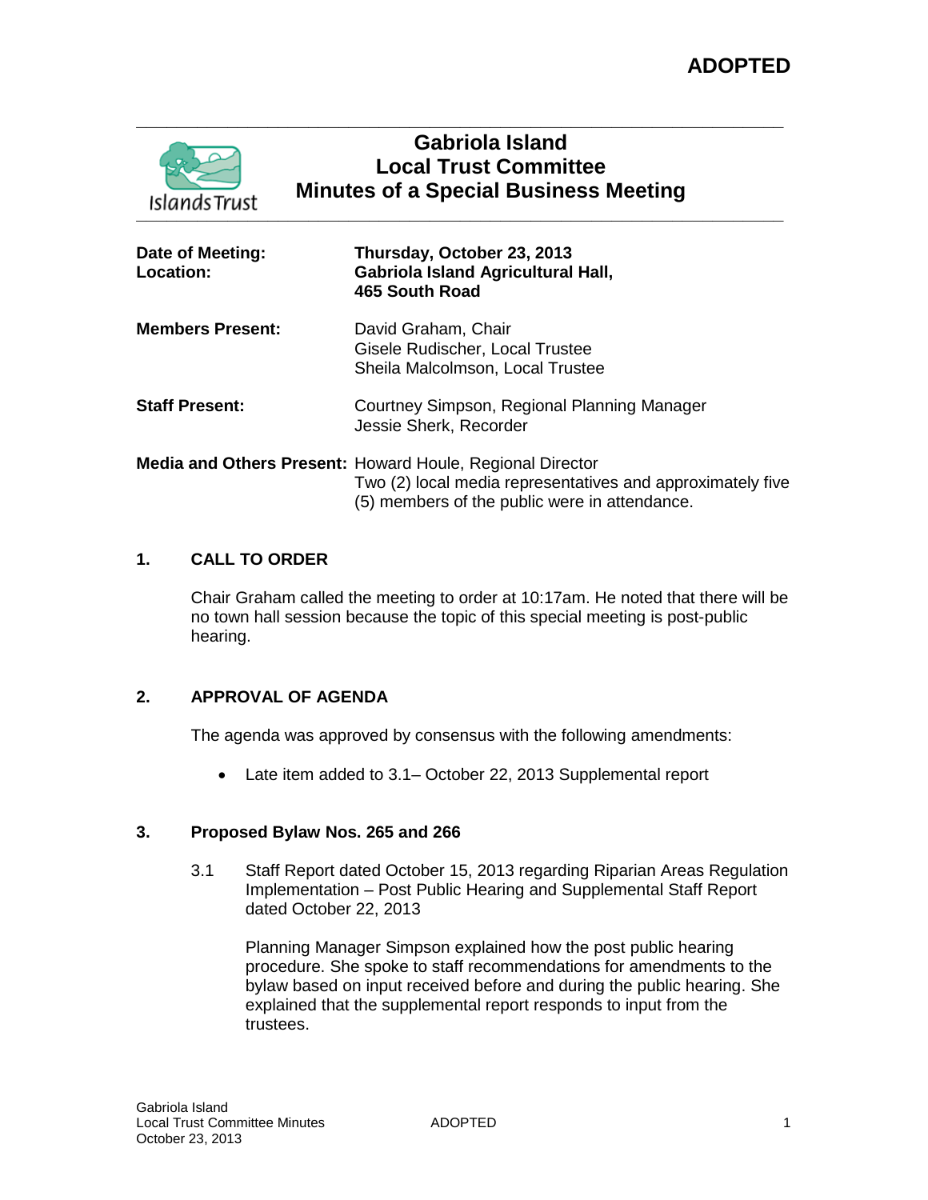**ADOPTED**

# Gabriola Island
# Local Trust Committee
# Minutes of a Special Business Meeting

| | |
|---|---|
| **Date of Meeting:** | **Thursday, October 23, 2013** |
| **Location:** | **Gabriola Island Agricultural Hall, 465 South Road** |
| **Members Present:** | David Graham, Chair<br>Gisele Rudischer, Local Trustee<br>Sheila Malcolmson, Local Trustee |
| **Staff Present:** | Courtney Simpson, Regional Planning Manager<br>Jessie Sherk, Recorder |
| **Media and Others Present:** | Howard Houle, Regional Director<br>Two (2) local media representatives and approximately five (5) members of the public were in attendance. |

## 1. CALL TO ORDER

Chair Graham called the meeting to order at 10:17am. He noted that there will be no town hall session because the topic of this special meeting is post-public hearing.

## 2. APPROVAL OF AGENDA

The agenda was approved by consensus with the following amendments:

- Late item added to 3.1– October 22, 2013 Supplemental report

## 3. Proposed Bylaw Nos. 265 and 266

3.1 Staff Report dated October 15, 2013 regarding Riparian Areas Regulation Implementation – Post Public Hearing and Supplemental Staff Report dated October 22, 2013

Planning Manager Simpson explained how the post public hearing procedure. She spoke to staff recommendations for amendments to the bylaw based on input received before and during the public hearing. She explained that the supplemental report responds to input from the trustees.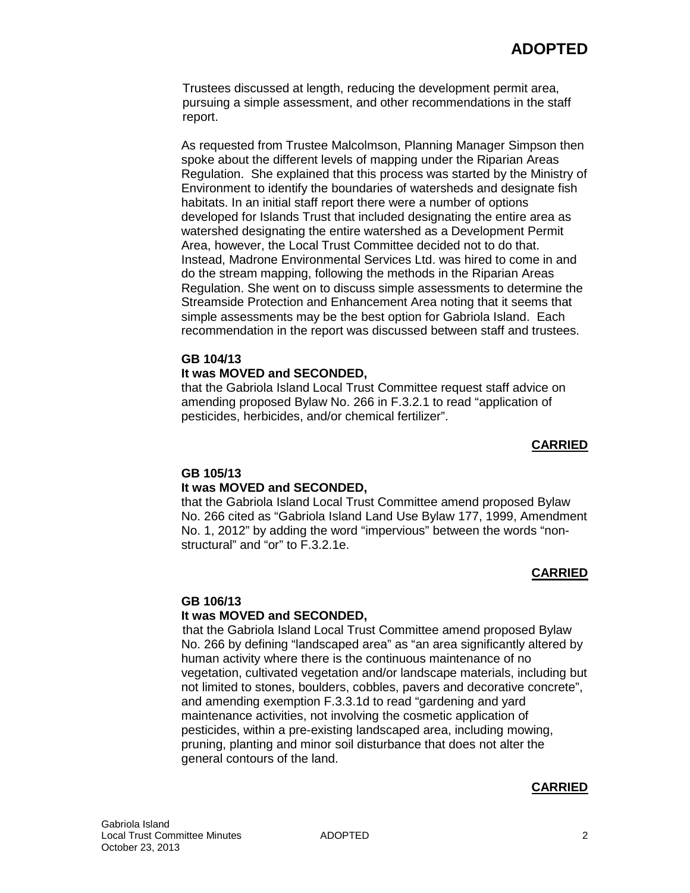Trustees discussed at length, reducing the development permit area, pursuing a simple assessment, and other recommendations in the staff report.

As requested from Trustee Malcolmson, Planning Manager Simpson then spoke about the different levels of mapping under the Riparian Areas Regulation. She explained that this process was started by the Ministry of Environment to identify the boundaries of watersheds and designate fish habitats. In an initial staff report there were a number of options developed for Islands Trust that included designating the entire area as watershed designating the entire watershed as a Development Permit Area, however, the Local Trust Committee decided not to do that. Instead, Madrone Environmental Services Ltd. was hired to come in and do the stream mapping, following the methods in the Riparian Areas Regulation. She went on to discuss simple assessments to determine the Streamside Protection and Enhancement Area noting that it seems that simple assessments may be the best option for Gabriola Island. Each recommendation in the report was discussed between staff and trustees.

**GB 104/13**
**It was MOVED and SECONDED,**
that the Gabriola Island Local Trust Committee request staff advice on amending proposed Bylaw No. 266 in F.3.2.1 to read "application of pesticides, herbicides, and/or chemical fertilizer".

**CARRIED**

**GB 105/13**
**It was MOVED and SECONDED,**
that the Gabriola Island Local Trust Committee amend proposed Bylaw No. 266 cited as "Gabriola Island Land Use Bylaw 177, 1999, Amendment No. 1, 2012" by adding the word "impervious" between the words "non-structural" and "or" to F.3.2.1e.

**CARRIED**

**GB 106/13**
**It was MOVED and SECONDED,**
that the Gabriola Island Local Trust Committee amend proposed Bylaw No. 266 by defining "landscaped area" as "an area significantly altered by human activity where there is the continuous maintenance of no vegetation, cultivated vegetation and/or landscape materials, including but not limited to stones, boulders, cobbles, pavers and decorative concrete", and amending exemption F.3.3.1d to read "gardening and yard maintenance activities, not involving the cosmetic application of pesticides, within a pre-existing landscaped area, including mowing, pruning, planting and minor soil disturbance that does not alter the general contours of the land.

**CARRIED**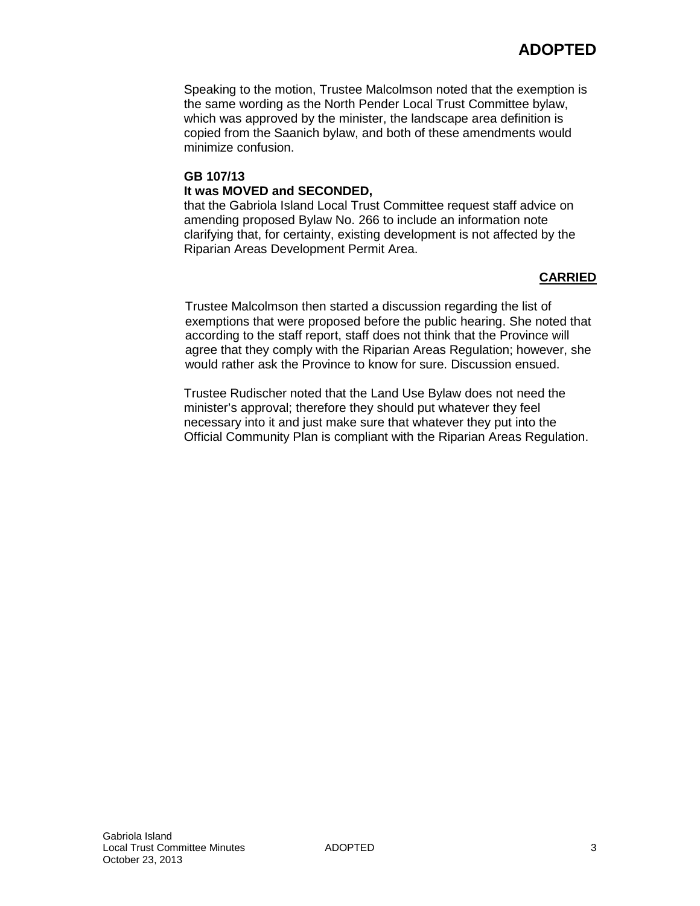Speaking to the motion, Trustee Malcolmson noted that the exemption is the same wording as the North Pender Local Trust Committee bylaw, which was approved by the minister, the landscape area definition is copied from the Saanich bylaw, and both of these amendments would minimize confusion.

**GB 107/13**
**It was MOVED and SECONDED,**
that the Gabriola Island Local Trust Committee request staff advice on amending proposed Bylaw No. 266 to include an information note clarifying that, for certainty, existing development is not affected by the Riparian Areas Development Permit Area.

**CARRIED**

Trustee Malcolmson then started a discussion regarding the list of exemptions that were proposed before the public hearing. She noted that according to the staff report, staff does not think that the Province will agree that they comply with the Riparian Areas Regulation; however, she would rather ask the Province to know for sure. Discussion ensued.

Trustee Rudischer noted that the Land Use Bylaw does not need the minister's approval; therefore they should put whatever they feel necessary into it and just make sure that whatever they put into the Official Community Plan is compliant with the Riparian Areas Regulation.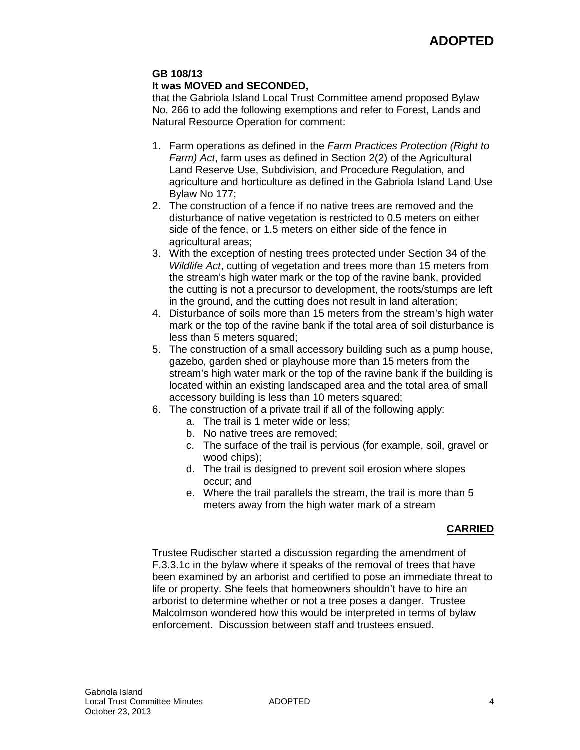**ADOPTED**

**GB 108/13**
**It was MOVED and SECONDED,**
that the Gabriola Island Local Trust Committee amend proposed Bylaw No. 266 to add the following exemptions and refer to Forest, Lands and Natural Resource Operation for comment:

1. Farm operations as defined in the *Farm Practices Protection (Right to Farm) Act*, farm uses as defined in Section 2(2) of the Agricultural Land Reserve Use, Subdivision, and Procedure Regulation, and agriculture and horticulture as defined in the Gabriola Island Land Use Bylaw No 177;
2. The construction of a fence if no native trees are removed and the disturbance of native vegetation is restricted to 0.5 meters on either side of the fence, or 1.5 meters on either side of the fence in agricultural areas;
3. With the exception of nesting trees protected under Section 34 of the *Wildlife Act*, cutting of vegetation and trees more than 15 meters from the stream's high water mark or the top of the ravine bank, provided the cutting is not a precursor to development, the roots/stumps are left in the ground, and the cutting does not result in land alteration;
4. Disturbance of soils more than 15 meters from the stream's high water mark or the top of the ravine bank if the total area of soil disturbance is less than 5 meters squared;
5. The construction of a small accessory building such as a pump house, gazebo, garden shed or playhouse more than 15 meters from the stream's high water mark or the top of the ravine bank if the building is located within an existing landscaped area and the total area of small accessory building is less than 10 meters squared;
6. The construction of a private trail if all of the following apply:
   a. The trail is 1 meter wide or less;
   b. No native trees are removed;
   c. The surface of the trail is pervious (for example, soil, gravel or wood chips);
   d. The trail is designed to prevent soil erosion where slopes occur; and
   e. Where the trail parallels the stream, the trail is more than 5 meters away from the high water mark of a stream

**CARRIED**

Trustee Rudischer started a discussion regarding the amendment of F.3.3.1c in the bylaw where it speaks of the removal of trees that have been examined by an arborist and certified to pose an immediate threat to life or property. She feels that homeowners shouldn't have to hire an arborist to determine whether or not a tree poses a danger. Trustee Malcolmson wondered how this would be interpreted in terms of bylaw enforcement. Discussion between staff and trustees ensued.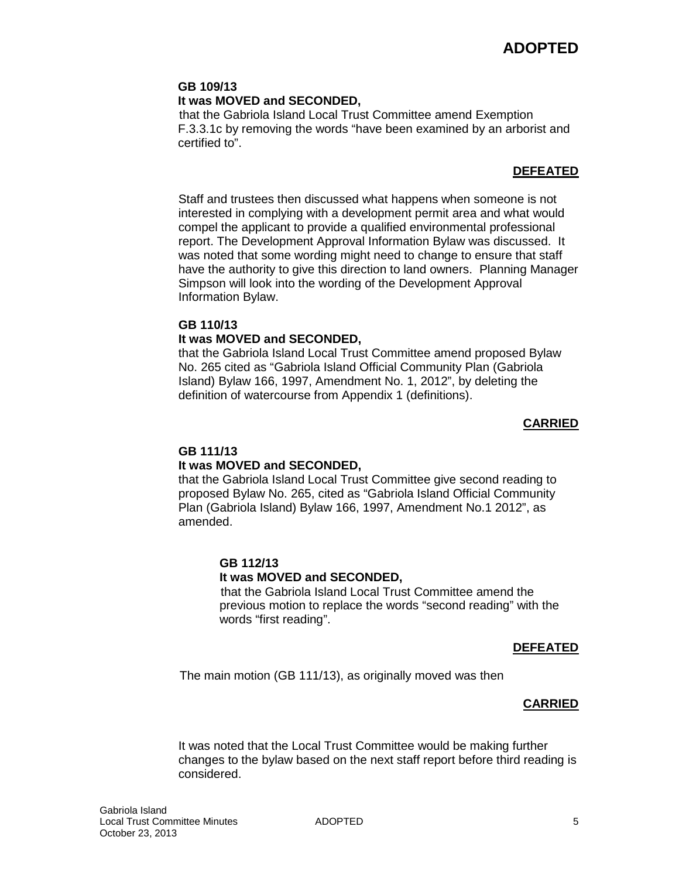**ADOPTED**

**GB 109/13**
**It was MOVED and SECONDED,**
that the Gabriola Island Local Trust Committee amend Exemption F.3.3.1c by removing the words "have been examined by an arborist and certified to".

**DEFEATED**

Staff and trustees then discussed what happens when someone is not interested in complying with a development permit area and what would compel the applicant to provide a qualified environmental professional report. The Development Approval Information Bylaw was discussed. It was noted that some wording might need to change to ensure that staff have the authority to give this direction to land owners. Planning Manager Simpson will look into the wording of the Development Approval Information Bylaw.

**GB 110/13**
**It was MOVED and SECONDED,**
that the Gabriola Island Local Trust Committee amend proposed Bylaw No. 265 cited as "Gabriola Island Official Community Plan (Gabriola Island) Bylaw 166, 1997, Amendment No. 1, 2012", by deleting the definition of watercourse from Appendix 1 (definitions).

**CARRIED**

**GB 111/13**
**It was MOVED and SECONDED,**
that the Gabriola Island Local Trust Committee give second reading to proposed Bylaw No. 265, cited as "Gabriola Island Official Community Plan (Gabriola Island) Bylaw 166, 1997, Amendment No.1 2012", as amended.

> **GB 112/13**
> **It was MOVED and SECONDED,**
> that the Gabriola Island Local Trust Committee amend the previous motion to replace the words "second reading" with the words "first reading".
>
> **DEFEATED**

The main motion (GB 111/13), as originally moved was then

**CARRIED**

It was noted that the Local Trust Committee would be making further changes to the bylaw based on the next staff report before third reading is considered.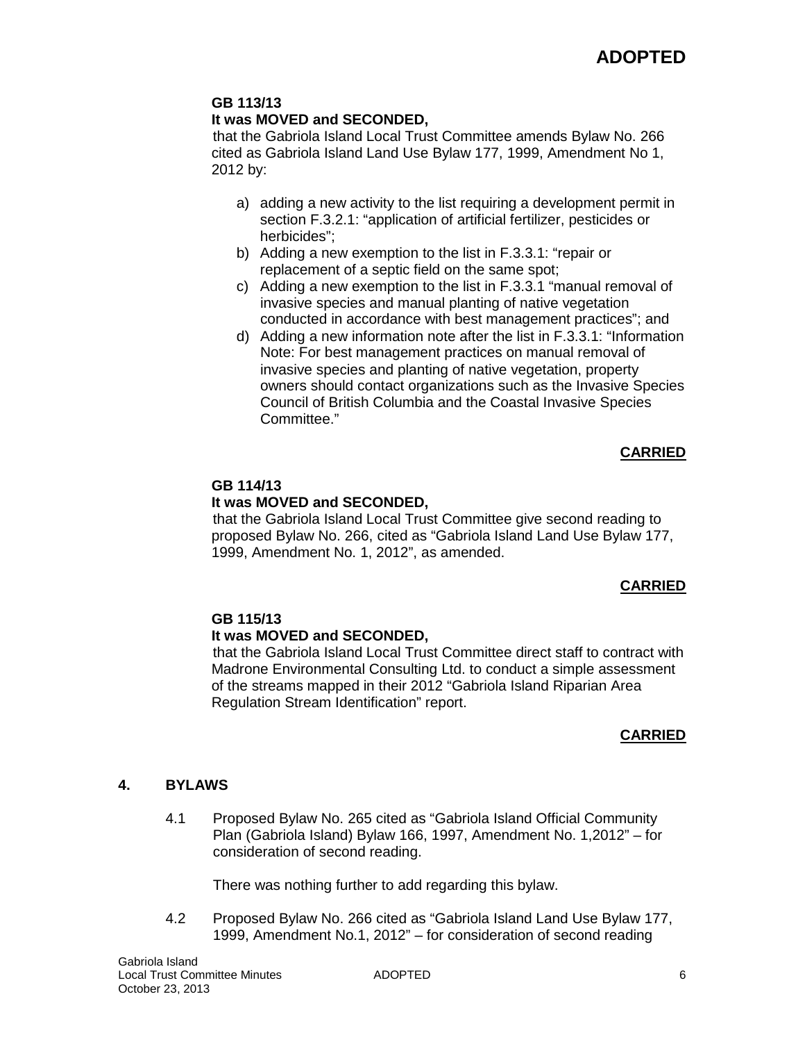**ADOPTED**

**GB 113/13**
**It was MOVED and SECONDED,**
that the Gabriola Island Local Trust Committee amends Bylaw No. 266 cited as Gabriola Island Land Use Bylaw 177, 1999, Amendment No 1, 2012 by:

a) adding a new activity to the list requiring a development permit in section F.3.2.1: "application of artificial fertilizer, pesticides or herbicides";
b) Adding a new exemption to the list in F.3.3.1: "repair or replacement of a septic field on the same spot;
c) Adding a new exemption to the list in F.3.3.1 "manual removal of invasive species and manual planting of native vegetation conducted in accordance with best management practices"; and
d) Adding a new information note after the list in F.3.3.1: "Information Note: For best management practices on manual removal of invasive species and planting of native vegetation, property owners should contact organizations such as the Invasive Species Council of British Columbia and the Coastal Invasive Species Committee."

**CARRIED**

**GB 114/13**
**It was MOVED and SECONDED,**
that the Gabriola Island Local Trust Committee give second reading to proposed Bylaw No. 266, cited as "Gabriola Island Land Use Bylaw 177, 1999, Amendment No. 1, 2012", as amended.

**CARRIED**

**GB 115/13**
**It was MOVED and SECONDED,**
that the Gabriola Island Local Trust Committee direct staff to contract with Madrone Environmental Consulting Ltd. to conduct a simple assessment of the streams mapped in their 2012 "Gabriola Island Riparian Area Regulation Stream Identification" report.

**CARRIED**

## 4. BYLAWS

4.1 Proposed Bylaw No. 265 cited as "Gabriola Island Official Community Plan (Gabriola Island) Bylaw 166, 1997, Amendment No. 1,2012" – for consideration of second reading.

There was nothing further to add regarding this bylaw.

4.2 Proposed Bylaw No. 266 cited as "Gabriola Island Land Use Bylaw 177, 1999, Amendment No.1, 2012" – for consideration of second reading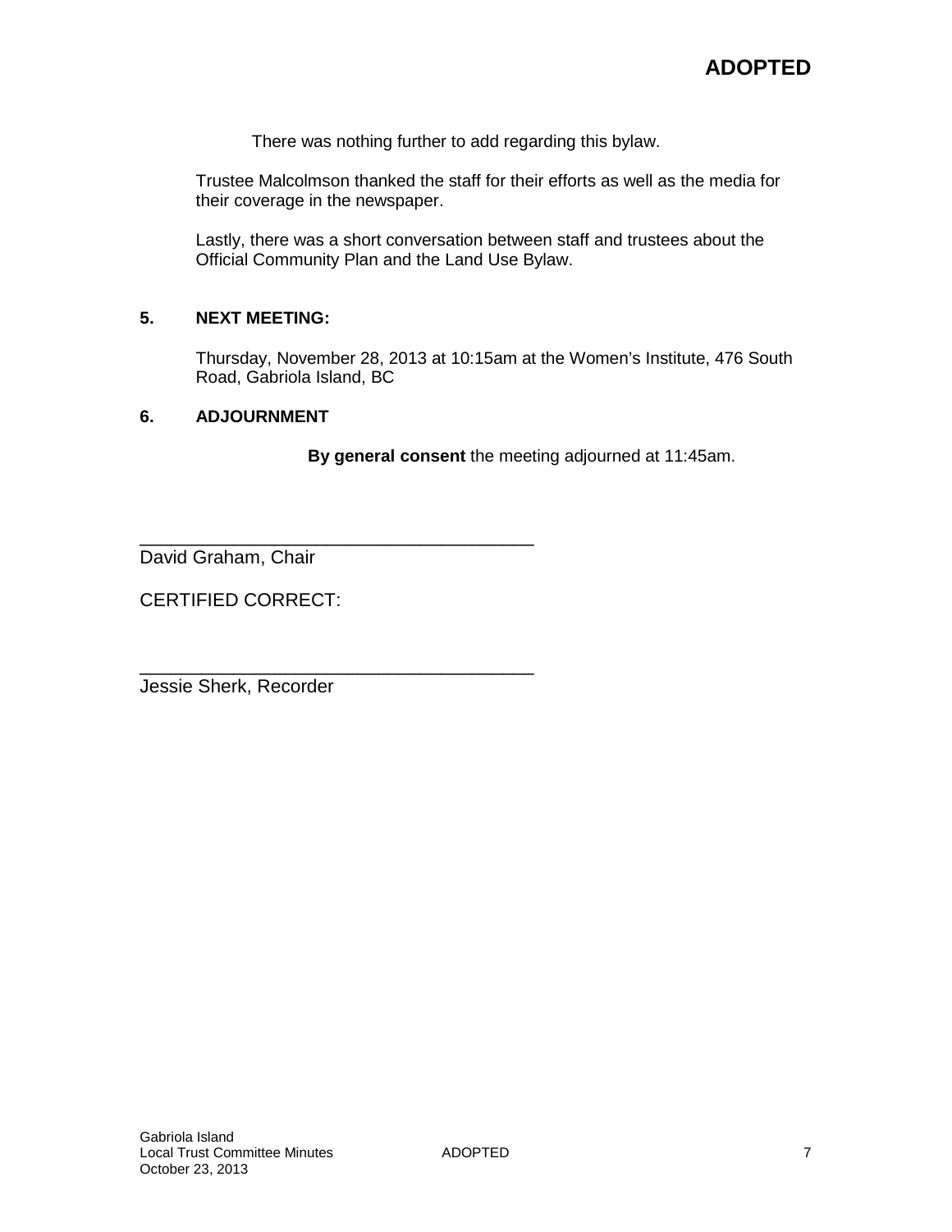There was nothing further to add regarding this bylaw.

Trustee Malcolmson thanked the staff for their efforts as well as the media for their coverage in the newspaper.

Lastly, there was a short conversation between staff and trustees about the Official Community Plan and the Land Use Bylaw.

## 5. NEXT MEETING:

Thursday, November 28, 2013 at 10:15am at the Women's Institute, 476 South Road, Gabriola Island, BC

## 6. ADJOURNMENT

**By general consent** the meeting adjourned at 11:45am.

_______________________________________
David Graham, Chair

CERTIFIED CORRECT:

_______________________________________
Jessie Sherk, Recorder